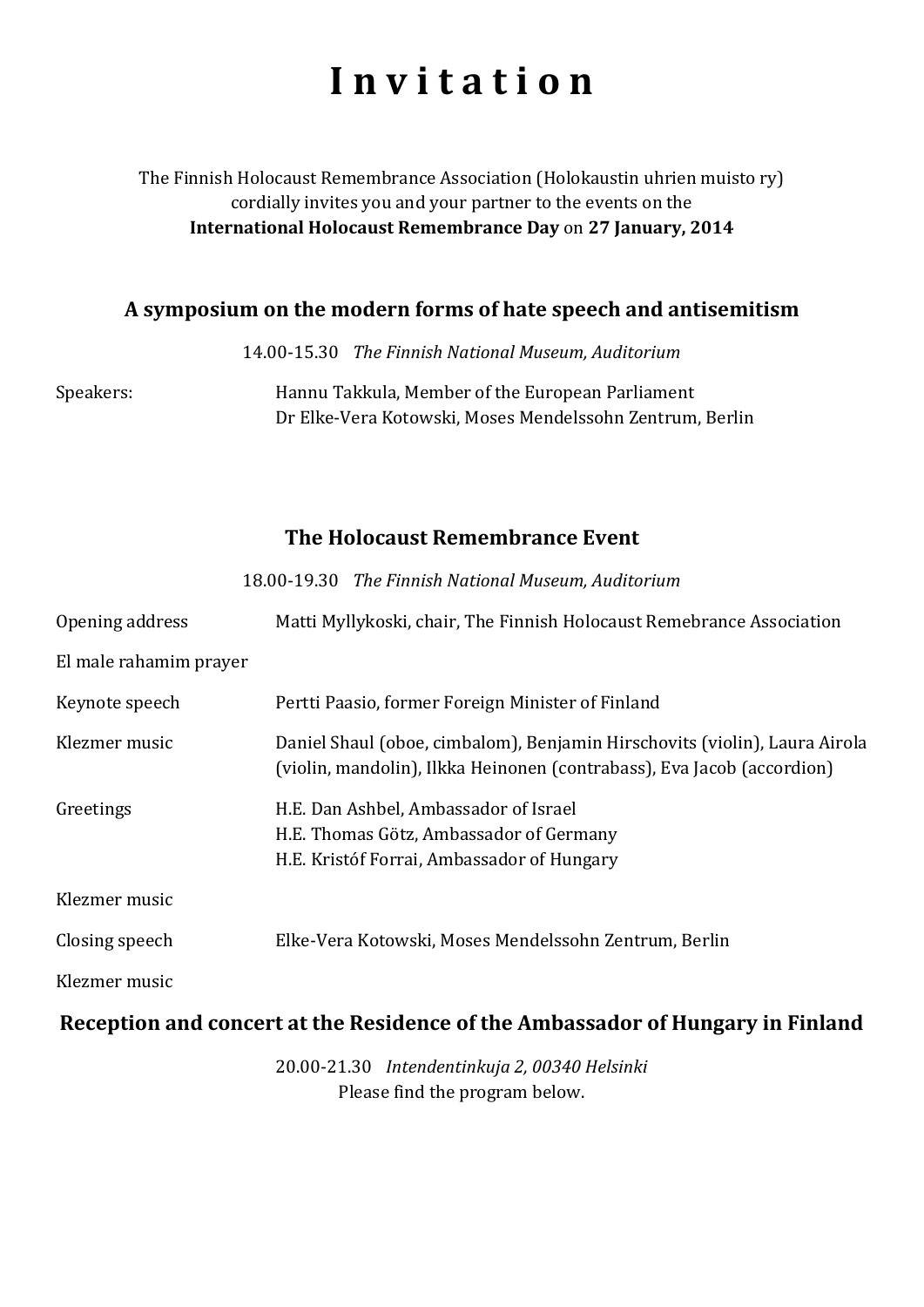# Invitation

The Finnish Holocaust Remembrance Association (Holokaustin uhrien muisto ry)
cordially invites you and your partner to the events on the
**International Holocaust Remembrance Day** on **27 January, 2014**

## A symposium on the modern forms of hate speech and antisemitism

14.00-15.30 *The Finnish National Museum, Auditorium*

Speakers: Hannu Takkula, Member of the European Parliament
Dr Elke-Vera Kotowski, Moses Mendelssohn Zentrum, Berlin

## The Holocaust Remembrance Event

18.00-19.30 *The Finnish National Museum, Auditorium*

| | |
|---|---|
| Opening address | Matti Myllykoski, chair, The Finnish Holocaust Remebrance Association |
| El male rahamim prayer | |
| Keynote speech | Pertti Paasio, former Foreign Minister of Finland |
| Klezmer music | Daniel Shaul (oboe, cimbalom), Benjamin Hirschovits (violin), Laura Airola (violin, mandolin), Ilkka Heinonen (contrabass), Eva Jacob (accordion) |
| Greetings | H.E. Dan Ashbel, Ambassador of Israel<br>H.E. Thomas Götz, Ambassador of Germany<br>H.E. Kristóf Forrai, Ambassador of Hungary |
| Klezmer music | |
| Closing speech | Elke-Vera Kotowski, Moses Mendelssohn Zentrum, Berlin |
| Klezmer music | |

## Reception and concert at the Residence of the Ambassador of Hungary in Finland

20.00-21.30 *Intendentinkuja 2, 00340 Helsinki*
Please find the program below.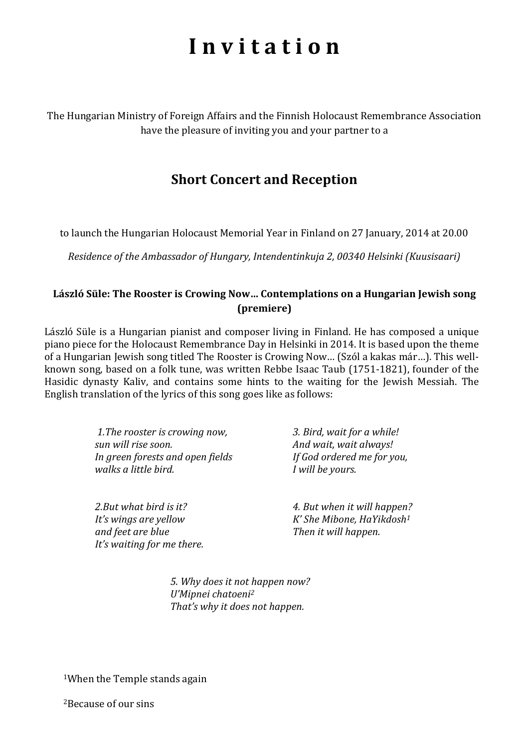# I n v i t a t i o n

The Hungarian Ministry of Foreign Affairs and the Finnish Holocaust Remembrance Association have the pleasure of inviting you and your partner to a

## Short Concert and Reception

to launch the Hungarian Holocaust Memorial Year in Finland on 27 January, 2014 at 20.00

*Residence of the Ambassador of Hungary, Intendentinkuja 2, 00340 Helsinki (Kuusisaari)*

### László Süle: The Rooster is Crowing Now… Contemplations on a Hungarian Jewish song (premiere)

László Süle is a Hungarian pianist and composer living in Finland. He has composed a unique piano piece for the Holocaust Remembrance Day in Helsinki in 2014. It is based upon the theme of a Hungarian Jewish song titled The Rooster is Crowing Now… (Szól a kakas már…). This well-known song, based on a folk tune, was written Rebbe Isaac Taub (1751-1821), founder of the Hasidic dynasty Kaliv, and contains some hints to the waiting for the Jewish Messiah. The English translation of the lyrics of this song goes like as follows:

*1.The rooster is crowing now,*
*sun will rise soon.*
*In green forests and open fields*
*walks a little bird.*

*2.But what bird is it?*
*It's wings are yellow*
*and feet are blue*
*It's waiting for me there.*

*3. Bird, wait for a while!*
*And wait, wait always!*
*If God ordered me for you,*
*I will be yours.*

*4. But when it will happen?*
*K' She Mibone, HaYikdosh*[1]
*Then it will happen.*

*5. Why does it not happen now?*
*U'Mipnei chatoeni*[2]
*That's why it does not happen.*

[1]When the Temple stands again

[2]Because of our sins